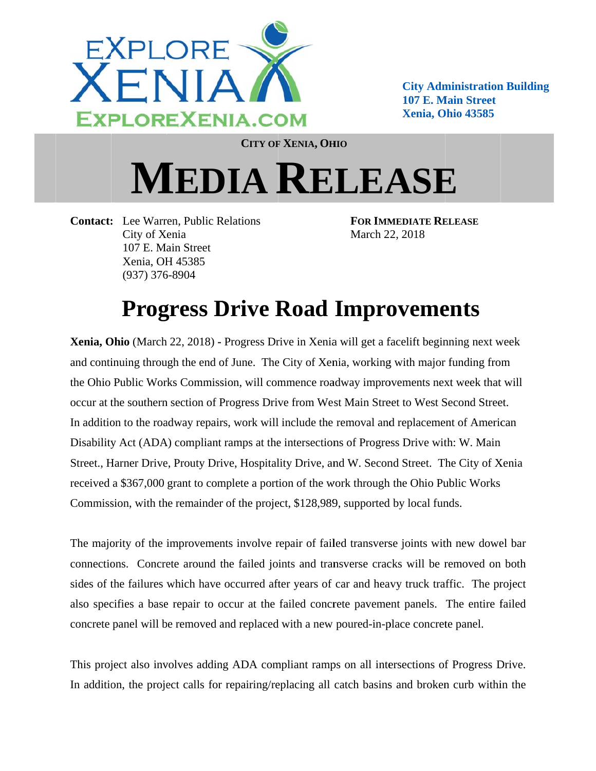EXPLORE XENIA
EXPLOREXENIA.COM

**City Administration Building**
**107 E. Main Street**
**Xenia, Ohio 43585**

**CITY OF XENIA, OHIO**

# MEDIA RELEASE

**Contact:** Lee Warren, Public Relations
City of Xenia
107 E. Main Street
Xenia, OH 45385
(937) 376-8904

**FOR IMMEDIATE RELEASE**
March 22, 2018

## Progress Drive Road Improvements

**Xenia, Ohio** (March 22, 2018) **-** Progress Drive in Xenia will get a facelift beginning next week and continuing through the end of June. The City of Xenia, working with major funding from the Ohio Public Works Commission, will commence roadway improvements next week that will occur at the southern section of Progress Drive from West Main Street to West Second Street. In addition to the roadway repairs, work will include the removal and replacement of American Disability Act (ADA) compliant ramps at the intersections of Progress Drive with: W. Main Street., Harner Drive, Prouty Drive, Hospitality Drive, and W. Second Street. The City of Xenia received a $367,000 grant to complete a portion of the work through the Ohio Public Works Commission, with the remainder of the project, $128,989, supported by local funds.

The majority of the improvements involve repair of failed transverse joints with new dowel bar connections. Concrete around the failed joints and transverse cracks will be removed on both sides of the failures which have occurred after years of car and heavy truck traffic. The project also specifies a base repair to occur at the failed concrete pavement panels. The entire failed concrete panel will be removed and replaced with a new poured-in-place concrete panel.

This project also involves adding ADA compliant ramps on all intersections of Progress Drive. In addition, the project calls for repairing/replacing all catch basins and broken curb within the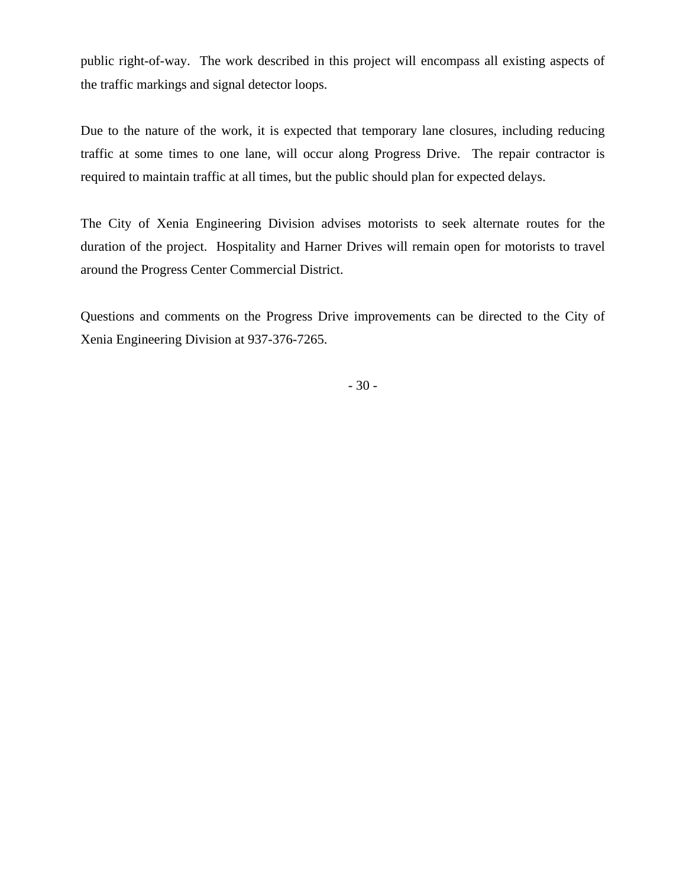public right-of-way. The work described in this project will encompass all existing aspects of the traffic markings and signal detector loops.

Due to the nature of the work, it is expected that temporary lane closures, including reducing traffic at some times to one lane, will occur along Progress Drive. The repair contractor is required to maintain traffic at all times, but the public should plan for expected delays.

The City of Xenia Engineering Division advises motorists to seek alternate routes for the duration of the project. Hospitality and Harner Drives will remain open for motorists to travel around the Progress Center Commercial District.

Questions and comments on the Progress Drive improvements can be directed to the City of Xenia Engineering Division at 937-376-7265.

- 30 -